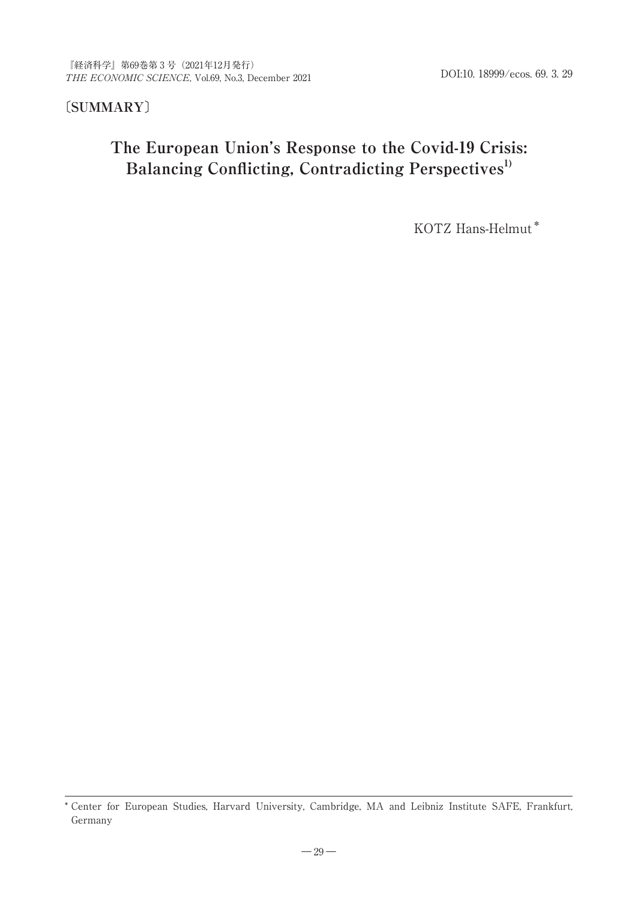〔SUMMARY〕

# The European Union's Response to the Covid-19 Crisis: Balancing Conflicting, Contradicting Perspectives[1)]

KOTZ Hans-Helmut*

---

* Center for European Studies, Harvard University, Cambridge, MA and Leibniz Institute SAFE, Frankfurt, Germany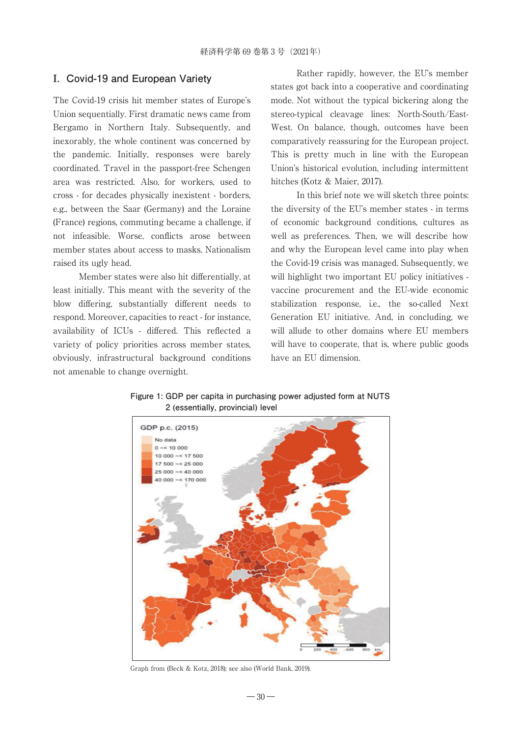## I. Covid-19 and European Variety

The Covid-19 crisis hit member states of Europe's Union sequentially. First dramatic news came from Bergamo in Northern Italy. Subsequently, and inexorably, the whole continent was concerned by the pandemic. Initially, responses were barely coordinated. Travel in the passport-free Schengen area was restricted. Also, for workers, used to cross - for decades physically inexistent - borders, e.g., between the Saar (Germany) and the Loraine (France) regions, commuting became a challenge, if not infeasible. Worse, conflicts arose between member states about access to masks. Nationalism raised its ugly head.

Member states were also hit differentially, at least initially. This meant with the severity of the blow differing, substantially different needs to respond. Moreover, capacities to react - for instance, availability of ICUs - differed. This reflected a variety of policy priorities across member states, obviously, infrastructural background conditions not amenable to change overnight.

Rather rapidly, however, the EU's member states got back into a cooperative and coordinating mode. Not without the typical bickering along the stereo-typical cleavage lines: North-South/East-West. On balance, though, outcomes have been comparatively reassuring for the European project. This is pretty much in line with the European Union's historical evolution, including intermittent hitches (Kotz & Maier, 2017).

In this brief note we will sketch three points: the diversity of the EU's member states - in terms of economic background conditions, cultures as well as preferences. Then, we will describe how and why the European level came into play when the Covid-19 crisis was managed. Subsequently, we will highlight two important EU policy initiatives - vaccine procurement and the EU-wide economic stabilization response, i.e., the so-called Next Generation EU initiative. And, in concluding, we will allude to other domains where EU members will have to cooperate, that is, where public goods have an EU dimension.

**Figure 1: GDP per capita in purchasing power adjusted form at NUTS 2 (essentially, provincial) level**

Graph from (Beck & Kotz, 2018); see also (World Bank, 2019).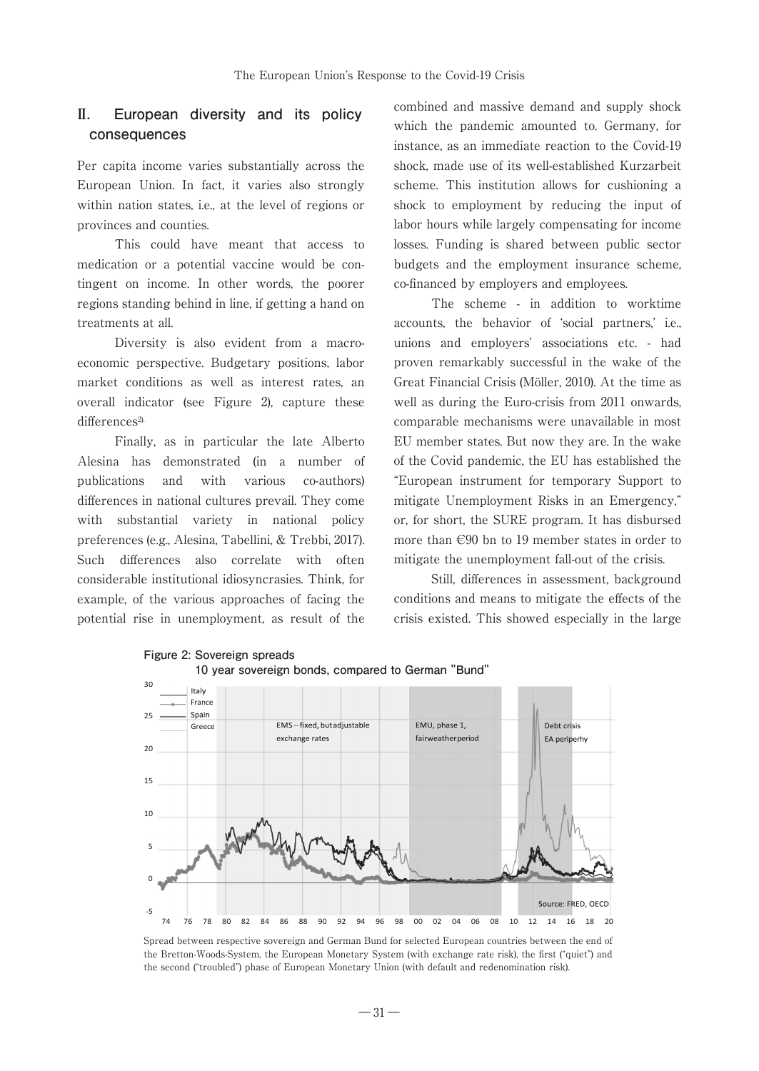## II. European diversity and its policy consequences

Per capita income varies substantially across the European Union. In fact, it varies also strongly within nation states, i.e., at the level of regions or provinces and counties.

This could have meant that access to medication or a potential vaccine would be contingent on income. In other words, the poorer regions standing behind in line, if getting a hand on treatments at all.

Diversity is also evident from a macroeconomic perspective. Budgetary positions, labor market conditions as well as interest rates, an overall indicator (see Figure 2), capture these differences[2].

Finally, as in particular the late Alberto Alesina has demonstrated (in a number of publications and with various co-authors) differences in national cultures prevail. They come with substantial variety in national policy preferences (e.g., Alesina, Tabellini, & Trebbi, 2017). Such differences also correlate with often considerable institutional idiosyncrasies. Think, for example, of the various approaches of facing the potential rise in unemployment, as result of the combined and massive demand and supply shock which the pandemic amounted to. Germany, for instance, as an immediate reaction to the Covid-19 shock, made use of its well-established Kurzarbeit scheme. This institution allows for cushioning a shock to employment by reducing the input of labor hours while largely compensating for income losses. Funding is shared between public sector budgets and the employment insurance scheme, co-financed by employers and employees.

The scheme - in addition to worktime accounts, the behavior of 'social partners,' i.e., unions and employers' associations etc. - had proven remarkably successful in the wake of the Great Financial Crisis (Möller, 2010). At the time as well as during the Euro-crisis from 2011 onwards, comparable mechanisms were unavailable in most EU member states. But now they are. In the wake of the Covid pandemic, the EU has established the "European instrument for temporary Support to mitigate Unemployment Risks in an Emergency," or, for short, the SURE program. It has disbursed more than €90 bn to 19 member states in order to mitigate the unemployment fall-out of the crisis.

Still, differences in assessment, background conditions and means to mitigate the effects of the crisis existed. This showed especially in the large

**Figure 2: Sovereign spreads**
**10 year sovereign bonds, compared to German "Bund"**

Spread between respective sovereign and German Bund for selected European countries between the end of the Bretton-Woods-System, the European Monetary System (with exchange rate risk), the first ("quiet") and the second ("troubled") phase of European Monetary Union (with default and redenomination risk).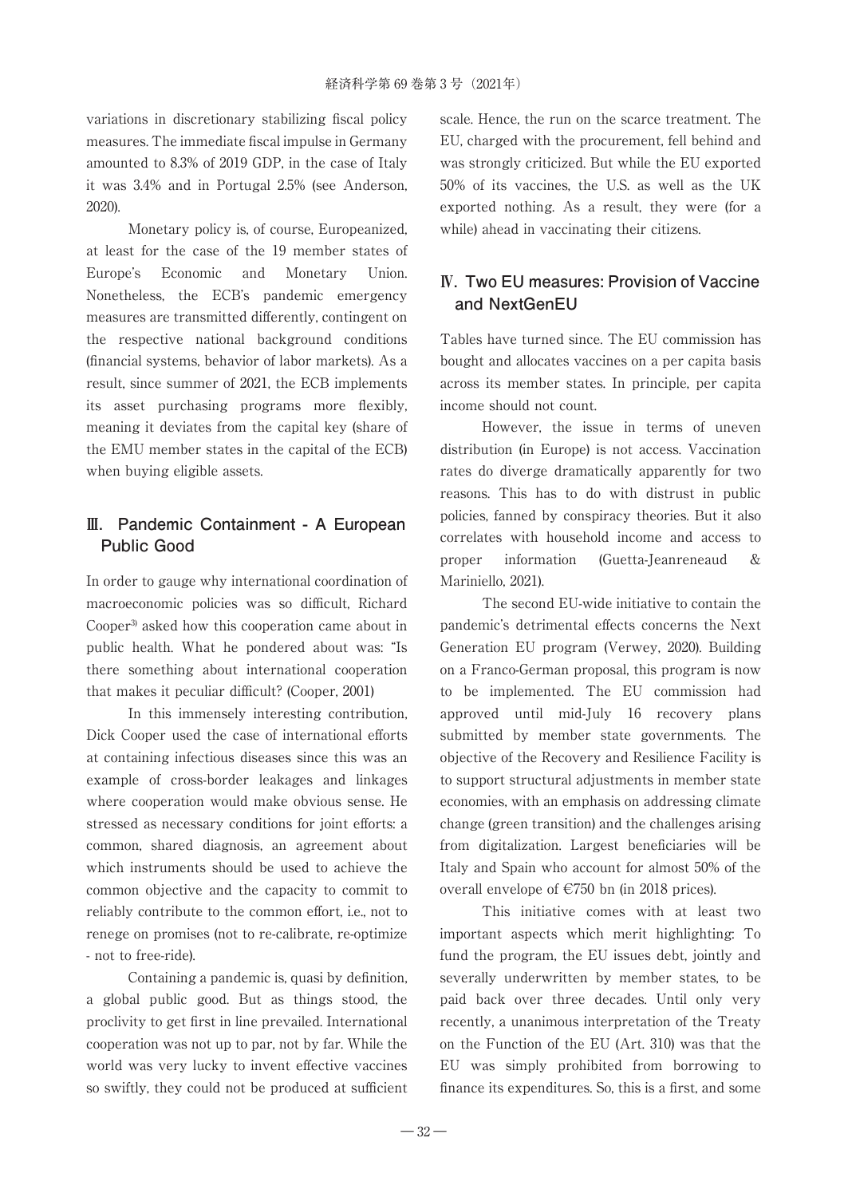variations in discretionary stabilizing fiscal policy measures. The immediate fiscal impulse in Germany amounted to 8.3% of 2019 GDP, in the case of Italy it was 3.4% and in Portugal 2.5% (see Anderson, 2020).

Monetary policy is, of course, Europeanized, at least for the case of the 19 member states of Europe's Economic and Monetary Union. Nonetheless, the ECB's pandemic emergency measures are transmitted differently, contingent on the respective national background conditions (financial systems, behavior of labor markets). As a result, since summer of 2021, the ECB implements its asset purchasing programs more flexibly, meaning it deviates from the capital key (share of the EMU member states in the capital of the ECB) when buying eligible assets.

## Ⅲ. Pandemic Containment - A European Public Good

In order to gauge why international coordination of macroeconomic policies was so difficult, Richard Cooper[3] asked how this cooperation came about in public health. What he pondered about was: "Is there something about international cooperation that makes it peculiar difficult? (Cooper, 2001)

In this immensely interesting contribution, Dick Cooper used the case of international efforts at containing infectious diseases since this was an example of cross-border leakages and linkages where cooperation would make obvious sense. He stressed as necessary conditions for joint efforts: a common, shared diagnosis, an agreement about which instruments should be used to achieve the common objective and the capacity to commit to reliably contribute to the common effort, i.e., not to renege on promises (not to re-calibrate, re-optimize - not to free-ride).

Containing a pandemic is, quasi by definition, a global public good. But as things stood, the proclivity to get first in line prevailed. International cooperation was not up to par, not by far. While the world was very lucky to invent effective vaccines so swiftly, they could not be produced at sufficient scale. Hence, the run on the scarce treatment. The EU, charged with the procurement, fell behind and was strongly criticized. But while the EU exported 50% of its vaccines, the U.S. as well as the UK exported nothing. As a result, they were (for a while) ahead in vaccinating their citizens.

## Ⅳ. Two EU measures: Provision of Vaccine and NextGenEU

Tables have turned since. The EU commission has bought and allocates vaccines on a per capita basis across its member states. In principle, per capita income should not count.

However, the issue in terms of uneven distribution (in Europe) is not access. Vaccination rates do diverge dramatically apparently for two reasons. This has to do with distrust in public policies, fanned by conspiracy theories. But it also correlates with household income and access to proper information (Guetta-Jeanreneaud & Mariniello, 2021).

The second EU-wide initiative to contain the pandemic's detrimental effects concerns the Next Generation EU program (Verwey, 2020). Building on a Franco-German proposal, this program is now to be implemented. The EU commission had approved until mid-July 16 recovery plans submitted by member state governments. The objective of the Recovery and Resilience Facility is to support structural adjustments in member state economies, with an emphasis on addressing climate change (green transition) and the challenges arising from digitalization. Largest beneficiaries will be Italy and Spain who account for almost 50% of the overall envelope of €750 bn (in 2018 prices).

This initiative comes with at least two important aspects which merit highlighting: To fund the program, the EU issues debt, jointly and severally underwritten by member states, to be paid back over three decades. Until only very recently, a unanimous interpretation of the Treaty on the Function of the EU (Art. 310) was that the EU was simply prohibited from borrowing to finance its expenditures. So, this is a first, and some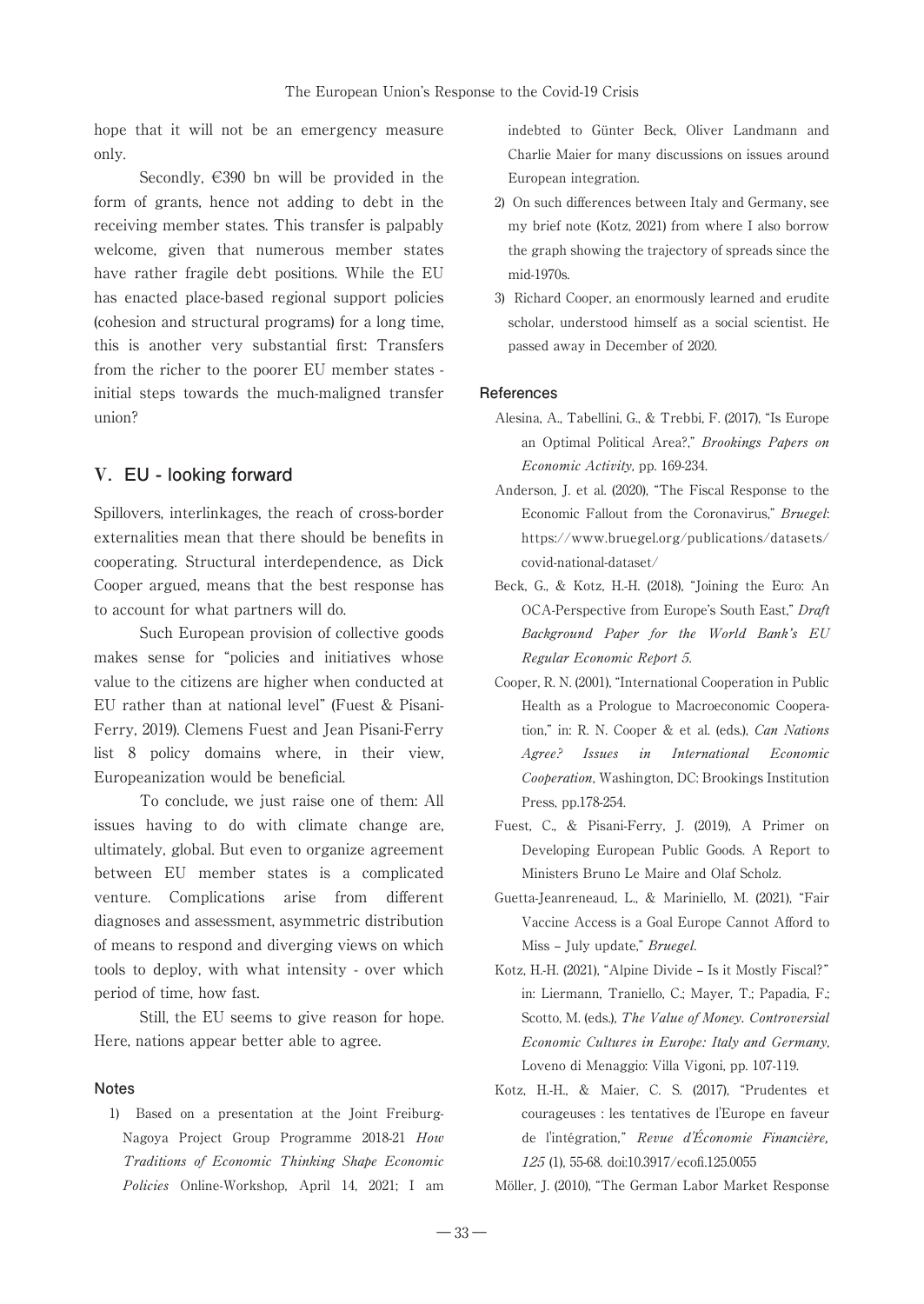hope that it will not be an emergency measure only.

Secondly, €390 bn will be provided in the form of grants, hence not adding to debt in the receiving member states. This transfer is palpably welcome, given that numerous member states have rather fragile debt positions. While the EU has enacted place-based regional support policies (cohesion and structural programs) for a long time, this is another very substantial first: Transfers from the richer to the poorer EU member states - initial steps towards the much-maligned transfer union?

## V. EU - looking forward

Spillovers, interlinkages, the reach of cross-border externalities mean that there should be benefits in cooperating. Structural interdependence, as Dick Cooper argued, means that the best response has to account for what partners will do.

Such European provision of collective goods makes sense for "policies and initiatives whose value to the citizens are higher when conducted at EU rather than at national level" (Fuest & Pisani-Ferry, 2019). Clemens Fuest and Jean Pisani-Ferry list 8 policy domains where, in their view, Europeanization would be beneficial.

To conclude, we just raise one of them: All issues having to do with climate change are, ultimately, global. But even to organize agreement between EU member states is a complicated venture. Complications arise from different diagnoses and assessment, asymmetric distribution of means to respond and diverging views on which tools to deploy, with what intensity - over which period of time, how fast.

Still, the EU seems to give reason for hope. Here, nations appear better able to agree.

### Notes

1) Based on a presentation at the Joint Freiburg-Nagoya Project Group Programme 2018-21 *How Traditions of Economic Thinking Shape Economic Policies* Online-Workshop, April 14, 2021; I am indebted to Günter Beck, Oliver Landmann and Charlie Maier for many discussions on issues around European integration.

2) On such differences between Italy and Germany, see my brief note (Kotz, 2021) from where I also borrow the graph showing the trajectory of spreads since the mid-1970s.

3) Richard Cooper, an enormously learned and erudite scholar, understood himself as a social scientist. He passed away in December of 2020.

### References

Alesina, A., Tabellini, G., & Trebbi, F. (2017), "Is Europe an Optimal Political Area?," *Brookings Papers on Economic Activity*, pp. 169-234.

Anderson, J. et al. (2020), "The Fiscal Response to the Economic Fallout from the Coronavirus," *Bruegel*: https://www.bruegel.org/publications/datasets/covid-national-dataset/

Beck, G., & Kotz, H.-H. (2018), "Joining the Euro: An OCA-Perspective from Europe's South East," *Draft Background Paper for the World Bank's EU Regular Economic Report 5.*

Cooper, R. N. (2001), "International Cooperation in Public Health as a Prologue to Macroeconomic Cooperation," in: R. N. Cooper & et al. (eds.), *Can Nations Agree? Issues in International Economic Cooperation*, Washington, DC: Brookings Institution Press, pp.178-254.

Fuest, C., & Pisani-Ferry, J. (2019), A Primer on Developing European Public Goods. A Report to Ministers Bruno Le Maire and Olaf Scholz.

Guetta-Jeanreneaud, L., & Mariniello, M. (2021), "Fair Vaccine Access is a Goal Europe Cannot Afford to Miss – July update," *Bruegel*.

Kotz, H.-H. (2021), "Alpine Divide – Is it Mostly Fiscal?" in: Liermann, Traniello, C.; Mayer, T.; Papadia, F.; Scotto, M. (eds.), *The Value of Money. Controversial Economic Cultures in Europe: Italy and Germany*, Loveno di Menaggio: Villa Vigoni, pp. 107-119.

Kotz, H.-H., & Maier, C. S. (2017), "Prudentes et courageuses : les tentatives de l'Europe en faveur de l'intégration," *Revue d'Économie Financière, 125* (1), 55-68. doi:10.3917/ecofi.125.0055

Möller, J. (2010), "The German Labor Market Response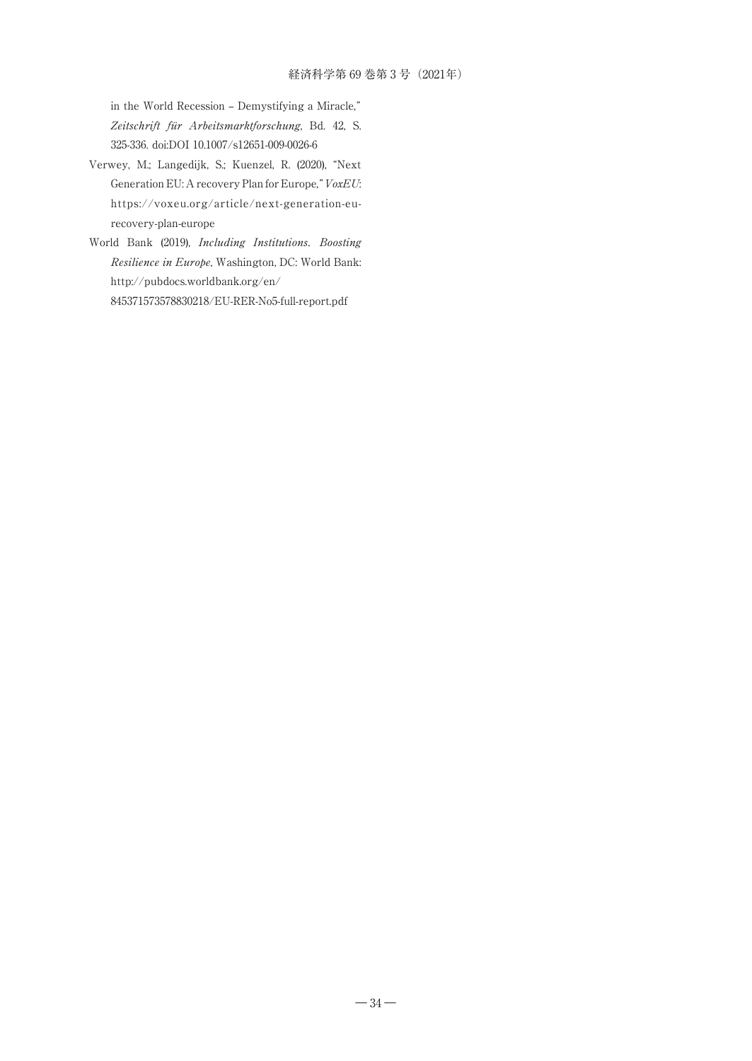in the World Recession – Demystifying a Miracle," *Zeitschrift für Arbeitsmarktforschung*, Bd. 42, S. 325-336. doi:DOI 10.1007/s12651-009-0026-6

Verwey, M.; Langedijk, S.; Kuenzel, R. (2020), "Next Generation EU: A recovery Plan for Europe," *VoxEU*: https://voxeu.org/article/next-generation-eu-recovery-plan-europe

World Bank (2019), *Including Institutions. Boosting Resilience in Europe*, Washington, DC: World Bank: http://pubdocs.worldbank.org/en/845371573578830218/EU-RER-No5-full-report.pdf